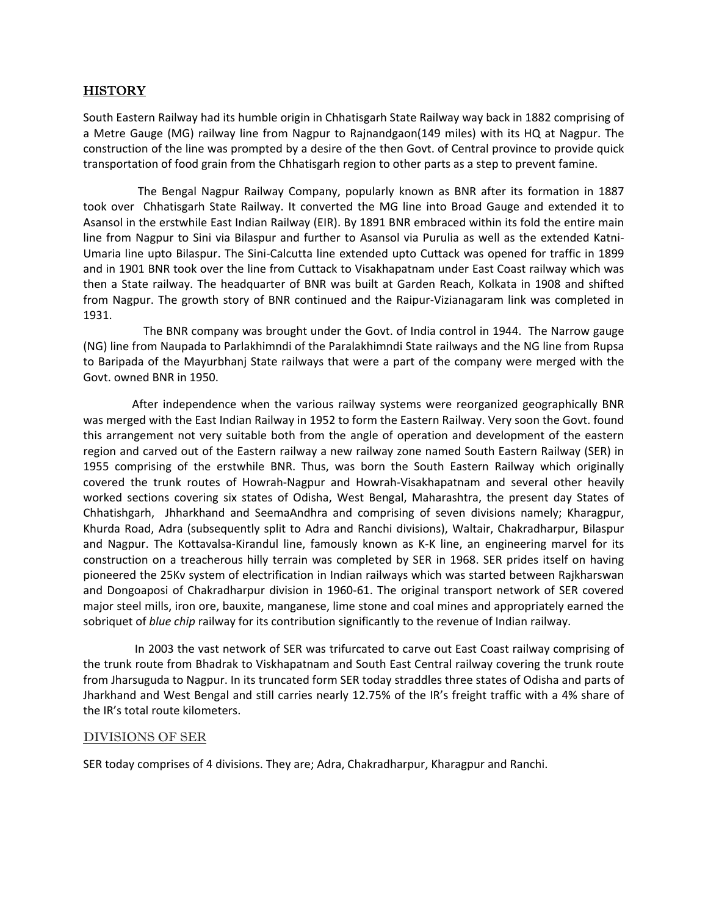## HISTORY

South Eastern Railway had its humble origin in Chhatisgarh State Railway way back in 1882 comprising of a Metre Gauge (MG) railway line from Nagpur to Rajnandgaon(149 miles) with its HQ at Nagpur. The construction of the line was prompted by a desire of the then Govt. of Central province to provide quick transportation of food grain from the Chhatisgarh region to other parts as a step to prevent famine.

The Bengal Nagpur Railway Company, popularly known as BNR after its formation in 1887 took over Chhatisgarh State Railway. It converted the MG line into Broad Gauge and extended it to Asansol in the erstwhile East Indian Railway (EIR). By 1891 BNR embraced within its fold the entire main line from Nagpur to Sini via Bilaspur and further to Asansol via Purulia as well as the extended Katni-Umaria line upto Bilaspur. The Sini-Calcutta line extended upto Cuttack was opened for traffic in 1899 and in 1901 BNR took over the line from Cuttack to Visakhapatnam under East Coast railway which was then a State railway. The headquarter of BNR was built at Garden Reach, Kolkata in 1908 and shifted from Nagpur. The growth story of BNR continued and the Raipur-Vizianagaram link was completed in 1931.

The BNR company was brought under the Govt. of India control in 1944. The Narrow gauge (NG) line from Naupada to Parlakhimndi of the Paralakhimndi State railways and the NG line from Rupsa to Baripada of the Mayurbhanj State railways that were a part of the company were merged with the Govt. owned BNR in 1950.

After independence when the various railway systems were reorganized geographically BNR was merged with the East Indian Railway in 1952 to form the Eastern Railway. Very soon the Govt. found this arrangement not very suitable both from the angle of operation and development of the eastern region and carved out of the Eastern railway a new railway zone named South Eastern Railway (SER) in 1955 comprising of the erstwhile BNR. Thus, was born the South Eastern Railway which originally covered the trunk routes of Howrah-Nagpur and Howrah-Visakhapatnam and several other heavily worked sections covering six states of Odisha, West Bengal, Maharashtra, the present day States of Chhatishgarh, Jhharkhand and SeemaAndhra and comprising of seven divisions namely; Kharagpur, Khurda Road, Adra (subsequently split to Adra and Ranchi divisions), Waltair, Chakradharpur, Bilaspur and Nagpur. The Kottavalsa-Kirandul line, famously known as K-K line, an engineering marvel for its construction on a treacherous hilly terrain was completed by SER in 1968. SER prides itself on having pioneered the 25Kv system of electrification in Indian railways which was started between Rajkharswan and Dongoaposi of Chakradharpur division in 1960-61. The original transport network of SER covered major steel mills, iron ore, bauxite, manganese, lime stone and coal mines and appropriately earned the sobriquet of *blue chip* railway for its contribution significantly to the revenue of Indian railway.

In 2003 the vast network of SER was trifurcated to carve out East Coast railway comprising of the trunk route from Bhadrak to Viskhapatnam and South East Central railway covering the trunk route from Jharsuguda to Nagpur. In its truncated form SER today straddles three states of Odisha and parts of Jharkhand and West Bengal and still carries nearly 12.75% of the IR's freight traffic with a 4% share of the IR's total route kilometers.

### DIVISIONS OF SER

SER today comprises of 4 divisions. They are; Adra, Chakradharpur, Kharagpur and Ranchi.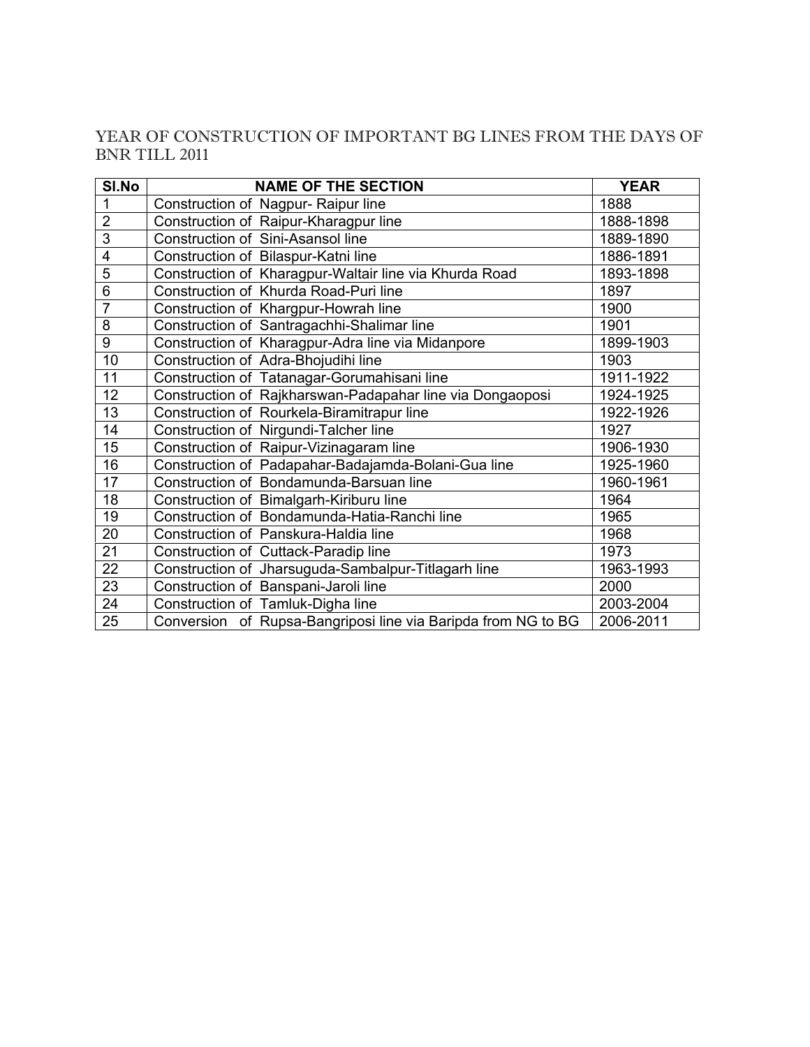YEAR OF CONSTRUCTION OF IMPORTANT BG LINES FROM THE DAYS OF BNR TILL 2011

| Sl.No | NAME OF THE SECTION | YEAR |
|---|---|---|
| 1 | Construction of Nagpur- Raipur line | 1888 |
| 2 | Construction of Raipur-Kharagpur line | 1888-1898 |
| 3 | Construction of Sini-Asansol line | 1889-1890 |
| 4 | Construction of Bilaspur-Katni line | 1886-1891 |
| 5 | Construction of Kharagpur-Waltair line via Khurda Road | 1893-1898 |
| 6 | Construction of Khurda Road-Puri line | 1897 |
| 7 | Construction of Khargpur-Howrah line | 1900 |
| 8 | Construction of Santragachhi-Shalimar line | 1901 |
| 9 | Construction of Kharagpur-Adra line via Midanpore | 1899-1903 |
| 10 | Construction of Adra-Bhojudihi line | 1903 |
| 11 | Construction of Tatanagar-Gorumahisani line | 1911-1922 |
| 12 | Construction of Rajkharswan-Padapahar line via Dongaoposi | 1924-1925 |
| 13 | Construction of Rourkela-Biramitrapur line | 1922-1926 |
| 14 | Construction of Nirgundi-Talcher line | 1927 |
| 15 | Construction of Raipur-Vizinagaram line | 1906-1930 |
| 16 | Construction of Padapahar-Badajamda-Bolani-Gua line | 1925-1960 |
| 17 | Construction of Bondamunda-Barsuan line | 1960-1961 |
| 18 | Construction of Bimalgarh-Kiriburu line | 1964 |
| 19 | Construction of Bondamunda-Hatia-Ranchi line | 1965 |
| 20 | Construction of Panskura-Haldia line | 1968 |
| 21 | Construction of Cuttack-Paradip line | 1973 |
| 22 | Construction of Jharsuguda-Sambalpur-Titlagarh line | 1963-1993 |
| 23 | Construction of Banspani-Jaroli line | 2000 |
| 24 | Construction of Tamluk-Digha line | 2003-2004 |
| 25 | Conversion of Rupsa-Bangriposi line via Baripda from NG to BG | 2006-2011 |